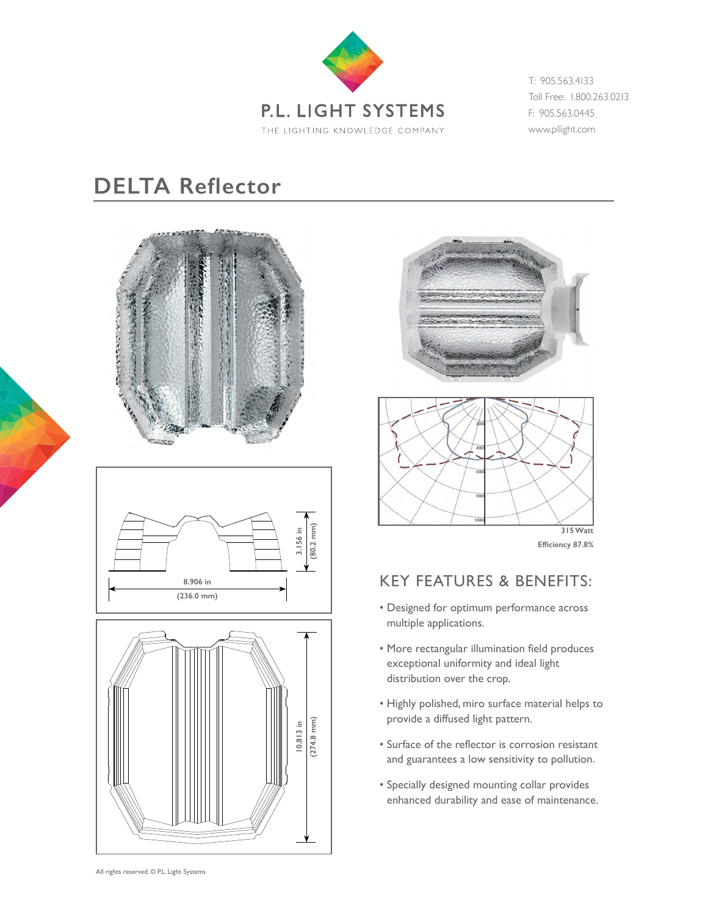P.L. LIGHT SYSTEMS

THE LIGHTING KNOWLEDGE COMPANY

T: 905.563.4133
Toll Free: 1.800.263.0213
F: 905.563.0445
www.pllight.com

# DELTA Reflector

8.906 in (236.0 mm)

3.156 in (80.2 mm)

10.813 in (274.8 mm)

315 Watt
Efficiency 87.8%

## KEY FEATURES & BENEFITS:

- Designed for optimum performance across multiple applications.
- More rectangular illumination field produces exceptional uniformity and ideal light distribution over the crop.
- Highly polished, miro surface material helps to provide a diffused light pattern.
- Surface of the reflector is corrosion resistant and guarantees a low sensitivity to pollution.
- Specially designed mounting collar provides enhanced durability and ease of maintenance.

All rights reserved. © P.L. Light Systems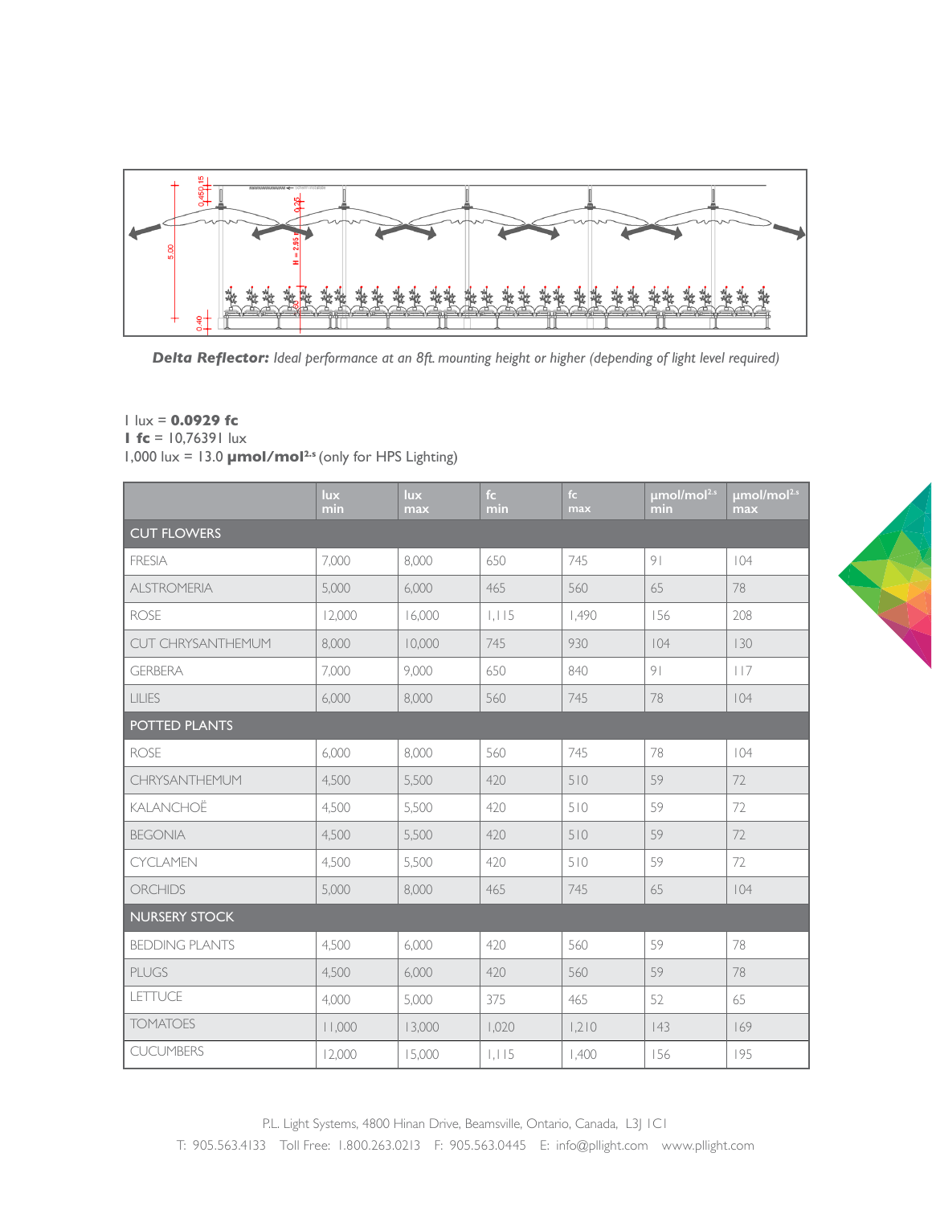0.45 0.15

0.35

5.00

H = 2.95

0.40

***Delta Reflector:*** *Ideal performance at an 8ft. mounting height or higher (depending of light level required)*

1 lux = **0.0929 fc**
**1 fc** = 10,76391 lux
1,000 lux = 13.0 **µmol/mol$^{2\cdot s}$** (only for HPS Lighting)

| | lux min | lux max | fc min | fc max | µmol/mol$^{2\cdot s}$ min | µmol/mol$^{2\cdot s}$ max |
|---|---|---|---|---|---|---|
| CUT FLOWERS | | | | | | |
| FRESIA | 7,000 | 8,000 | 650 | 745 | 91 | 104 |
| ALSTROMERIA | 5,000 | 6,000 | 465 | 560 | 65 | 78 |
| ROSE | 12,000 | 16,000 | 1,115 | 1,490 | 156 | 208 |
| CUT CHRYSANTHEMUM | 8,000 | 10,000 | 745 | 930 | 104 | 130 |
| GERBERA | 7,000 | 9,000 | 650 | 840 | 91 | 117 |
| LILIES | 6,000 | 8,000 | 560 | 745 | 78 | 104 |
| POTTED PLANTS | | | | | | |
| ROSE | 6,000 | 8,000 | 560 | 745 | 78 | 104 |
| CHRYSANTHEMUM | 4,500 | 5,500 | 420 | 510 | 59 | 72 |
| KALANCHOË | 4,500 | 5,500 | 420 | 510 | 59 | 72 |
| BEGONIA | 4,500 | 5,500 | 420 | 510 | 59 | 72 |
| CYCLAMEN | 4,500 | 5,500 | 420 | 510 | 59 | 72 |
| ORCHIDS | 5,000 | 8,000 | 465 | 745 | 65 | 104 |
| NURSERY STOCK | | | | | | |
| BEDDING PLANTS | 4,500 | 6,000 | 420 | 560 | 59 | 78 |
| PLUGS | 4,500 | 6,000 | 420 | 560 | 59 | 78 |
| LETTUCE | 4,000 | 5,000 | 375 | 465 | 52 | 65 |
| TOMATOES | 11,000 | 13,000 | 1,020 | 1,210 | 143 | 169 |
| CUCUMBERS | 12,000 | 15,000 | 1,115 | 1,400 | 156 | 195 |

P.L. Light Systems, 4800 Hinan Drive, Beamsville, Ontario, Canada, L3J 1C1
T: 905.563.4133 Toll Free: 1.800.263.0213 F: 905.563.0445 E: info@pllight.com www.pllight.com